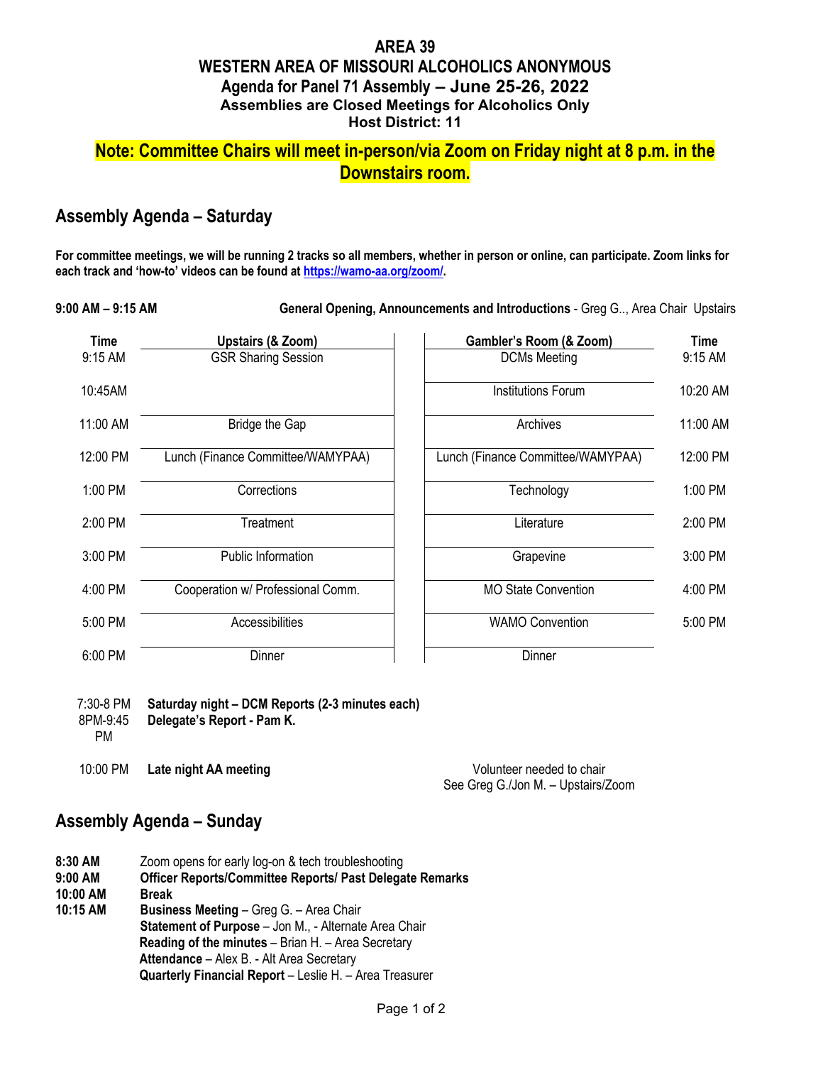**AREA 39**
**WESTERN AREA OF MISSOURI ALCOHOLICS ANONYMOUS**
**Agenda for Panel 71 Assembly – June 25-26, 2022**
**Assemblies are Closed Meetings for Alcoholics Only**
**Host District: 11**

**Note: Committee Chairs will meet in-person/via Zoom on Friday night at 8 p.m. in the Downstairs room.**

## Assembly Agenda – Saturday

**For committee meetings, we will be running 2 tracks so all members, whether in person or online, can participate. Zoom links for each track and 'how-to' videos can be found at [https://wamo-aa.org/zoom/](https://wamo-aa.org/zoom/).**

**9:00 AM – 9:15 AM** **General Opening, Announcements and Introductions** - Greg G.., Area Chair Upstairs

| Time | Upstairs (& Zoom) | Gambler's Room (& Zoom) | Time |
|---|---|---|---|
| 9:15 AM | GSR Sharing Session | DCMs Meeting | 9:15 AM |
| 10:45AM | | Institutions Forum | 10:20 AM |
| 11:00 AM | Bridge the Gap | Archives | 11:00 AM |
| 12:00 PM | Lunch (Finance Committee/WAMYPAA) | Lunch (Finance Committee/WAMYPAA) | 12:00 PM |
| 1:00 PM | Corrections | Technology | 1:00 PM |
| 2:00 PM | Treatment | Literature | 2:00 PM |
| 3:00 PM | Public Information | Grapevine | 3:00 PM |
| 4:00 PM | Cooperation w/ Professional Comm. | MO State Convention | 4:00 PM |
| 5:00 PM | Accessibilities | WAMO Convention | 5:00 PM |
| 6:00 PM | Dinner | Dinner | |

7:30-8 PM **Saturday night – DCM Reports (2-3 minutes each)**
8PM-9:45 PM **Delegate's Report - Pam K.**

10:00 PM **Late night AA meeting** — Volunteer needed to chair. See Greg G./Jon M. – Upstairs/Zoom

## Assembly Agenda – Sunday

**8:30 AM** Zoom opens for early log-on & tech troubleshooting
**9:00 AM** **Officer Reports/Committee Reports/ Past Delegate Remarks**
**10:00 AM** **Break**
**10:15 AM** **Business Meeting** – Greg G. – Area Chair
**Statement of Purpose** – Jon M., - Alternate Area Chair
**Reading of the minutes** – Brian H. – Area Secretary
**Attendance** – Alex B. - Alt Area Secretary
**Quarterly Financial Report** – Leslie H. – Area Treasurer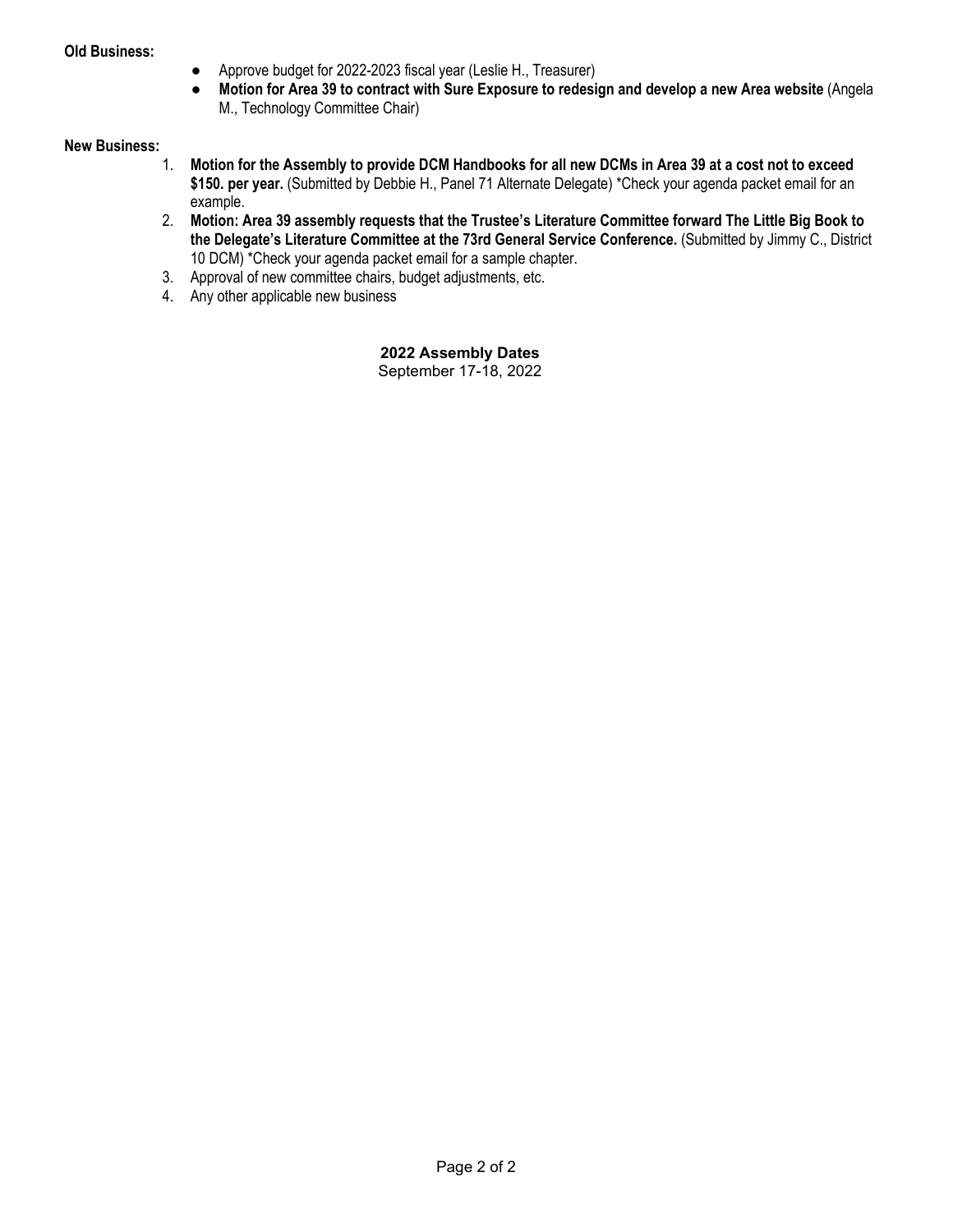**Old Business:**

- Approve budget for 2022-2023 fiscal year (Leslie H., Treasurer)
- **Motion for Area 39 to contract with Sure Exposure to redesign and develop a new Area website** (Angela M., Technology Committee Chair)

**New Business:**

1. **Motion for the Assembly to provide DCM Handbooks for all new DCMs in Area 39 at a cost not to exceed $150. per year.** (Submitted by Debbie H., Panel 71 Alternate Delegate) *Check your agenda packet email for an example.
2. **Motion: Area 39 assembly requests that the Trustee's Literature Committee forward The Little Big Book to the Delegate's Literature Committee at the 73rd General Service Conference.** (Submitted by Jimmy C., District 10 DCM) *Check your agenda packet email for a sample chapter.
3. Approval of new committee chairs, budget adjustments, etc.
4. Any other applicable new business

**2022 Assembly Dates**

September 17-18, 2022